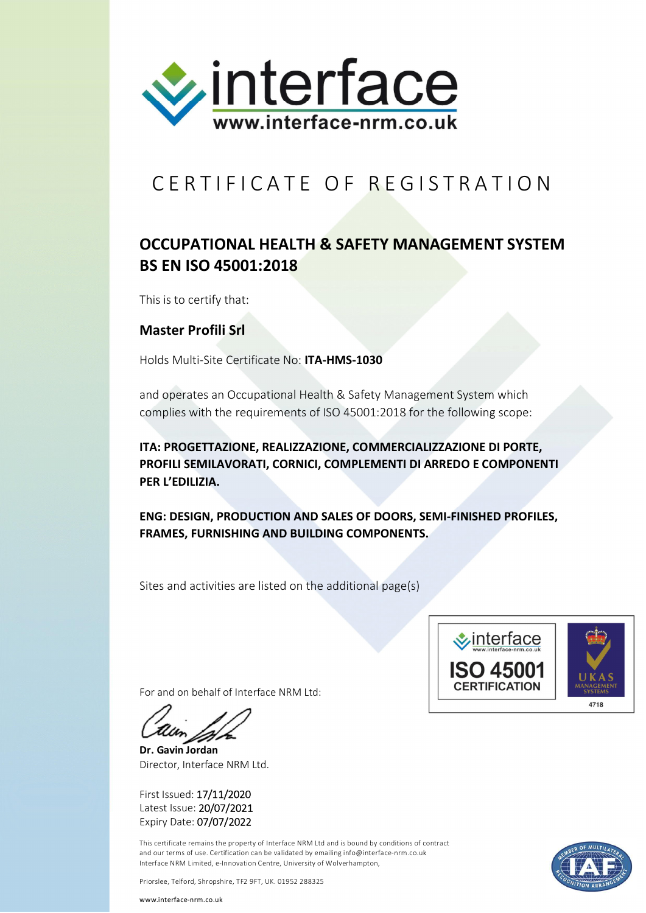interface
www.interface-nrm.co.uk

# CERTIFICATE OF REGISTRATION

## OCCUPATIONAL HEALTH & SAFETY MANAGEMENT SYSTEM BS EN ISO 45001:2018

This is to certify that:

**Master Profili Srl**

Holds Multi-Site Certificate No: **ITA-HMS-1030**

and operates an Occupational Health & Safety Management System which complies with the requirements of ISO 45001:2018 for the following scope:

**ITA: PROGETTAZIONE, REALIZZAZIONE, COMMERCIALIZZAZIONE DI PORTE, PROFILI SEMILAVORATI, CORNICI, COMPLEMENTI DI ARREDO E COMPONENTI PER L'EDILIZIA.**

**ENG: DESIGN, PRODUCTION AND SALES OF DOORS, SEMI-FINISHED PROFILES, FRAMES, FURNISHING AND BUILDING COMPONENTS.**

Sites and activities are listed on the additional page(s)

interface
www.interface-nrm.co.uk
ISO 45001
CERTIFICATION

UKAS
MANAGEMENT SYSTEMS
4718

For and on behalf of Interface NRM Ltd:

**Dr. Gavin Jordan**
Director, Interface NRM Ltd.

First Issued: 17/11/2020
Latest Issue: 20/07/2021
Expiry Date: 07/07/2022

This certificate remains the property of Interface NRM Ltd and is bound by conditions of contract and our terms of use. Certification can be validated by emailing info@interface-nrm.co.uk
Interface NRM Limited, e-Innovation Centre, University of Wolverhampton,

Priorslee, Telford, Shropshire, TF2 9FT, UK. 01952 288325

www.interface-nrm.co.uk

MEMBER OF MULTILATERAL RECOGNITION ARRANGEMENT
IAF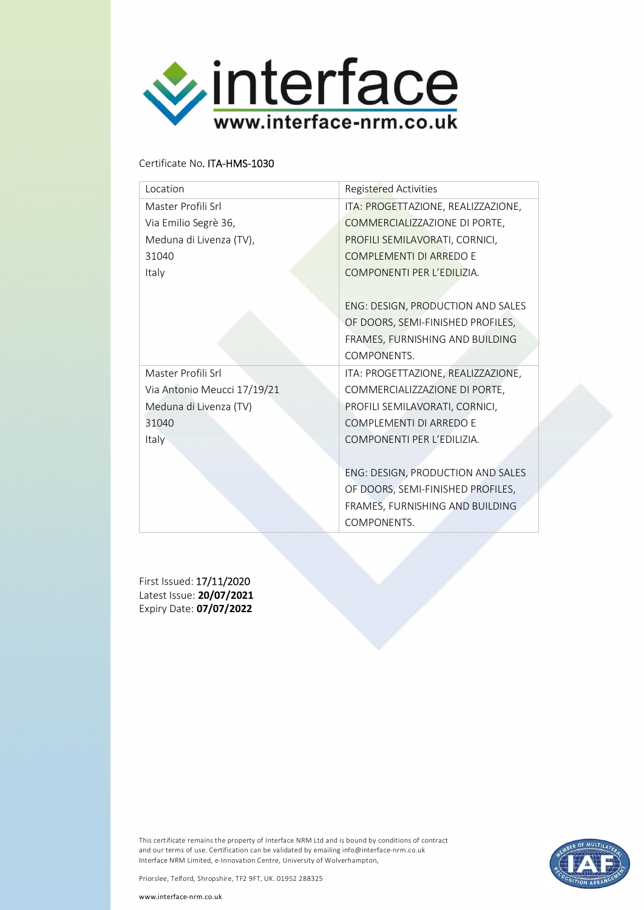interface
www.interface-nrm.co.uk

Certificate No. ITA-HMS-1030

| Location | Registered Activities |
| --- | --- |
| Master Profili Srl<br>Via Emilio Segrè 36,<br>Meduna di Livenza (TV),<br>31040<br>Italy | ITA: PROGETTAZIONE, REALIZZAZIONE, COMMERCIALIZZAZIONE DI PORTE, PROFILI SEMILAVORATI, CORNICI, COMPLEMENTI DI ARREDO E COMPONENTI PER L'EDILIZIA.<br><br>ENG: DESIGN, PRODUCTION AND SALES OF DOORS, SEMI-FINISHED PROFILES, FRAMES, FURNISHING AND BUILDING COMPONENTS. |
| Master Profili Srl<br>Via Antonio Meucci 17/19/21<br>Meduna di Livenza (TV)<br>31040<br>Italy | ITA: PROGETTAZIONE, REALIZZAZIONE, COMMERCIALIZZAZIONE DI PORTE, PROFILI SEMILAVORATI, CORNICI, COMPLEMENTI DI ARREDO E COMPONENTI PER L'EDILIZIA.<br><br>ENG: DESIGN, PRODUCTION AND SALES OF DOORS, SEMI-FINISHED PROFILES, FRAMES, FURNISHING AND BUILDING COMPONENTS. |

First Issued: 17/11/2020
Latest Issue: **20/07/2021**
Expiry Date: **07/07/2022**

This certificate remains the property of Interface NRM Ltd and is bound by conditions of contract and our terms of use. Certification can be validated by emailing info@interface-nrm.co.uk
Interface NRM Limited, e-Innovation Centre, University of Wolverhampton,

Priorslee, Telford, Shropshire, TF2 9FT, UK. 01952 288325

www.interface-nrm.co.uk